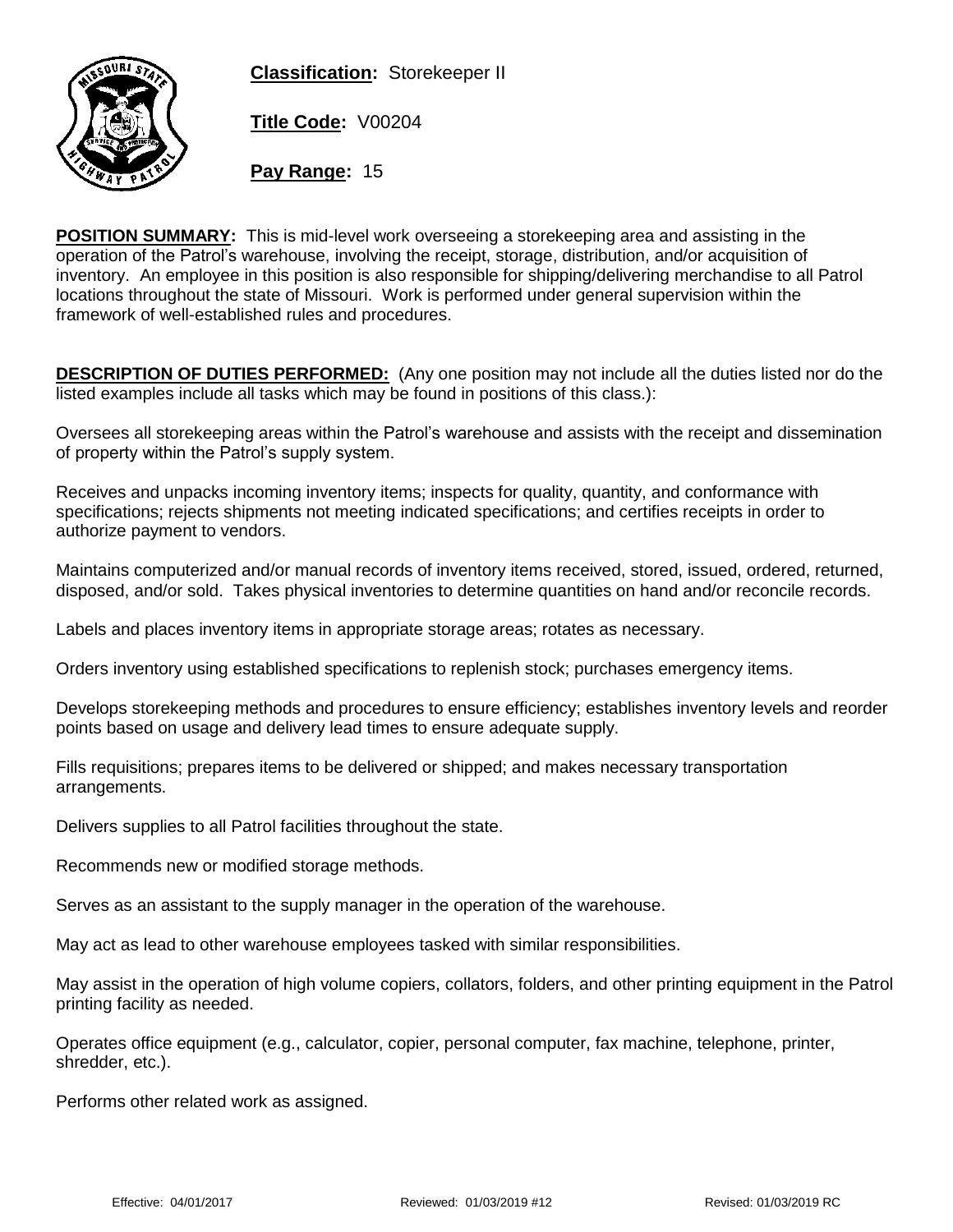**Classification:** Storekeeper II

**Title Code:** V00204

**Pay Range:** 15

**POSITION SUMMARY:** This is mid-level work overseeing a storekeeping area and assisting in the operation of the Patrol's warehouse, involving the receipt, storage, distribution, and/or acquisition of inventory. An employee in this position is also responsible for shipping/delivering merchandise to all Patrol locations throughout the state of Missouri. Work is performed under general supervision within the framework of well-established rules and procedures.

**DESCRIPTION OF DUTIES PERFORMED:** (Any one position may not include all the duties listed nor do the listed examples include all tasks which may be found in positions of this class.):

Oversees all storekeeping areas within the Patrol's warehouse and assists with the receipt and dissemination of property within the Patrol's supply system.

Receives and unpacks incoming inventory items; inspects for quality, quantity, and conformance with specifications; rejects shipments not meeting indicated specifications; and certifies receipts in order to authorize payment to vendors.

Maintains computerized and/or manual records of inventory items received, stored, issued, ordered, returned, disposed, and/or sold. Takes physical inventories to determine quantities on hand and/or reconcile records.

Labels and places inventory items in appropriate storage areas; rotates as necessary.

Orders inventory using established specifications to replenish stock; purchases emergency items.

Develops storekeeping methods and procedures to ensure efficiency; establishes inventory levels and reorder points based on usage and delivery lead times to ensure adequate supply.

Fills requisitions; prepares items to be delivered or shipped; and makes necessary transportation arrangements.

Delivers supplies to all Patrol facilities throughout the state.

Recommends new or modified storage methods.

Serves as an assistant to the supply manager in the operation of the warehouse.

May act as lead to other warehouse employees tasked with similar responsibilities.

May assist in the operation of high volume copiers, collators, folders, and other printing equipment in the Patrol printing facility as needed.

Operates office equipment (e.g., calculator, copier, personal computer, fax machine, telephone, printer, shredder, etc.).

Performs other related work as assigned.

Effective: 04/01/2017 Reviewed: 01/03/2019 #12 Revised: 01/03/2019 RC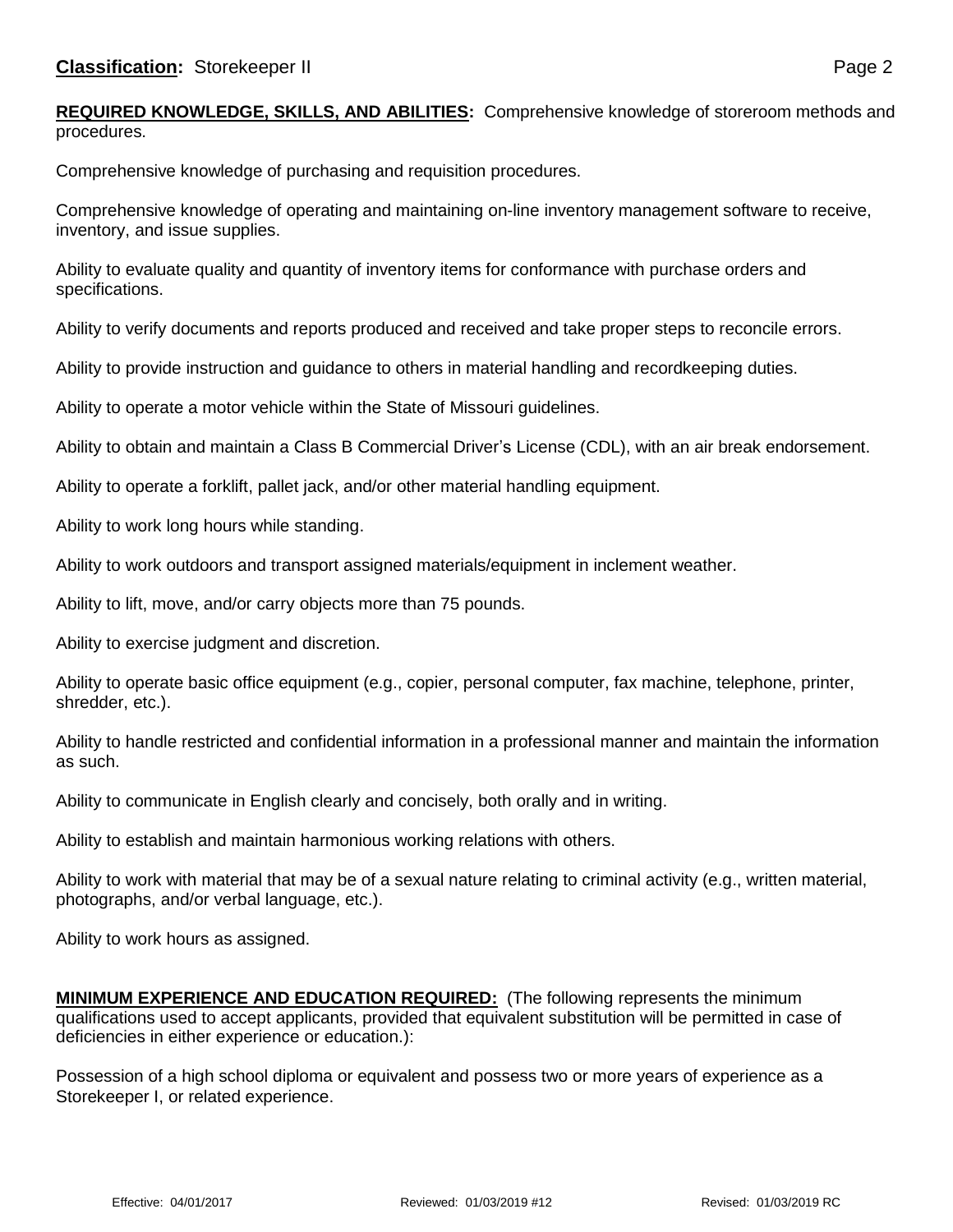**REQUIRED KNOWLEDGE, SKILLS, AND ABILITIES:** Comprehensive knowledge of storeroom methods and procedures.

Comprehensive knowledge of purchasing and requisition procedures.

Comprehensive knowledge of operating and maintaining on-line inventory management software to receive, inventory, and issue supplies.

Ability to evaluate quality and quantity of inventory items for conformance with purchase orders and specifications.

Ability to verify documents and reports produced and received and take proper steps to reconcile errors.

Ability to provide instruction and guidance to others in material handling and recordkeeping duties.

Ability to operate a motor vehicle within the State of Missouri guidelines.

Ability to obtain and maintain a Class B Commercial Driver's License (CDL), with an air break endorsement.

Ability to operate a forklift, pallet jack, and/or other material handling equipment.

Ability to work long hours while standing.

Ability to work outdoors and transport assigned materials/equipment in inclement weather.

Ability to lift, move, and/or carry objects more than 75 pounds.

Ability to exercise judgment and discretion.

Ability to operate basic office equipment (e.g., copier, personal computer, fax machine, telephone, printer, shredder, etc.).

Ability to handle restricted and confidential information in a professional manner and maintain the information as such.

Ability to communicate in English clearly and concisely, both orally and in writing.

Ability to establish and maintain harmonious working relations with others.

Ability to work with material that may be of a sexual nature relating to criminal activity (e.g., written material, photographs, and/or verbal language, etc.).

Ability to work hours as assigned.

**MINIMUM EXPERIENCE AND EDUCATION REQUIRED:** (The following represents the minimum qualifications used to accept applicants, provided that equivalent substitution will be permitted in case of deficiencies in either experience or education.):

Possession of a high school diploma or equivalent and possess two or more years of experience as a Storekeeper I, or related experience.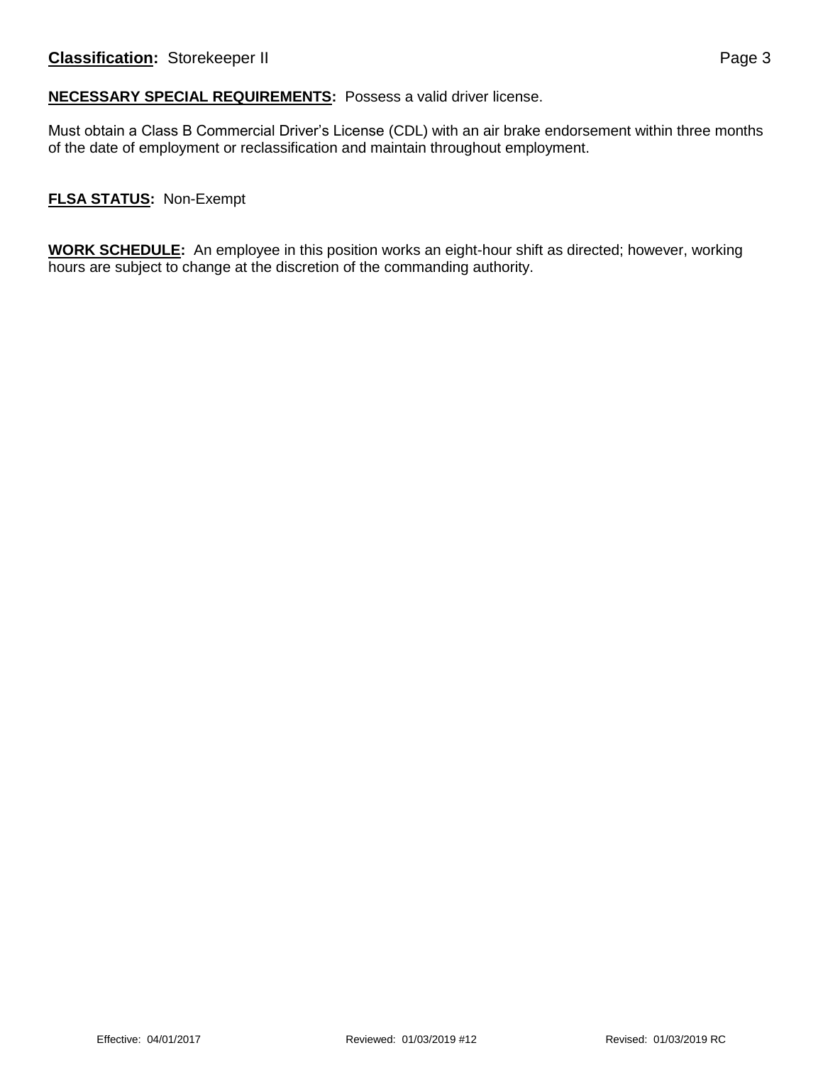**NECESSARY SPECIAL REQUIREMENTS:** Possess a valid driver license.

Must obtain a Class B Commercial Driver's License (CDL) with an air brake endorsement within three months of the date of employment or reclassification and maintain throughout employment.

**FLSA STATUS:** Non-Exempt

**WORK SCHEDULE:** An employee in this position works an eight-hour shift as directed; however, working hours are subject to change at the discretion of the commanding authority.